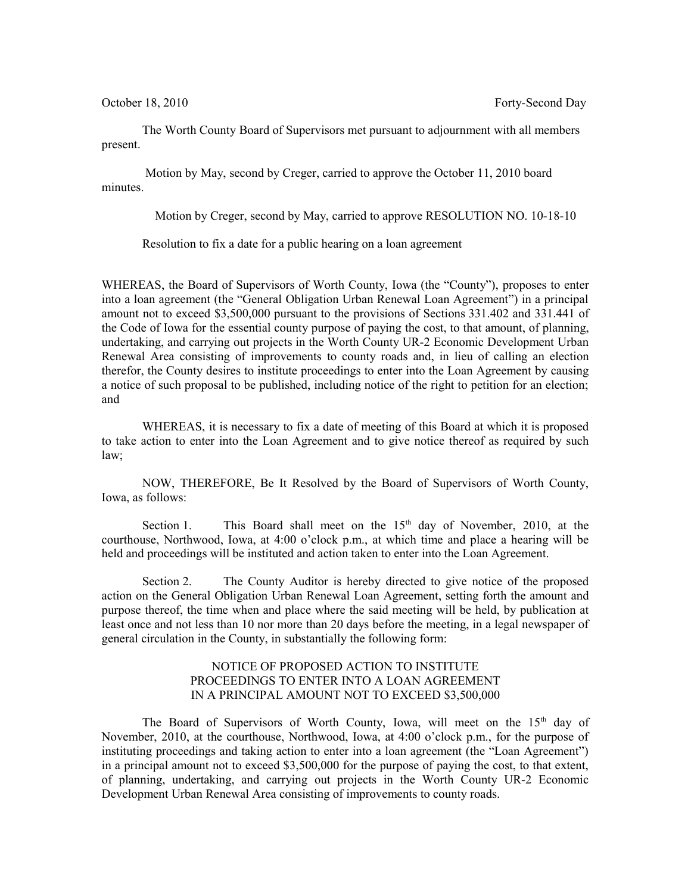October 18, 2010 Forty-Second Day

The Worth County Board of Supervisors met pursuant to adjournment with all members present.

Motion by May, second by Creger, carried to approve the October 11, 2010 board minutes.

Motion by Creger, second by May, carried to approve RESOLUTION NO. 10-18-10

Resolution to fix a date for a public hearing on a loan agreement

WHEREAS, the Board of Supervisors of Worth County, Iowa (the "County"), proposes to enter into a loan agreement (the "General Obligation Urban Renewal Loan Agreement") in a principal amount not to exceed $3,500,000 pursuant to the provisions of Sections 331.402 and 331.441 of the Code of Iowa for the essential county purpose of paying the cost, to that amount, of planning, undertaking, and carrying out projects in the Worth County UR-2 Economic Development Urban Renewal Area consisting of improvements to county roads and, in lieu of calling an election therefor, the County desires to institute proceedings to enter into the Loan Agreement by causing a notice of such proposal to be published, including notice of the right to petition for an election; and

WHEREAS, it is necessary to fix a date of meeting of this Board at which it is proposed to take action to enter into the Loan Agreement and to give notice thereof as required by such law;

NOW, THEREFORE, Be It Resolved by the Board of Supervisors of Worth County, Iowa, as follows:

Section 1. This Board shall meet on the 15th day of November, 2010, at the courthouse, Northwood, Iowa, at 4:00 o'clock p.m., at which time and place a hearing will be held and proceedings will be instituted and action taken to enter into the Loan Agreement.

Section 2. The County Auditor is hereby directed to give notice of the proposed action on the General Obligation Urban Renewal Loan Agreement, setting forth the amount and purpose thereof, the time when and place where the said meeting will be held, by publication at least once and not less than 10 nor more than 20 days before the meeting, in a legal newspaper of general circulation in the County, in substantially the following form:

NOTICE OF PROPOSED ACTION TO INSTITUTE PROCEEDINGS TO ENTER INTO A LOAN AGREEMENT IN A PRINCIPAL AMOUNT NOT TO EXCEED $3,500,000

The Board of Supervisors of Worth County, Iowa, will meet on the 15th day of November, 2010, at the courthouse, Northwood, Iowa, at 4:00 o'clock p.m., for the purpose of instituting proceedings and taking action to enter into a loan agreement (the "Loan Agreement") in a principal amount not to exceed $3,500,000 for the purpose of paying the cost, to that extent, of planning, undertaking, and carrying out projects in the Worth County UR-2 Economic Development Urban Renewal Area consisting of improvements to county roads.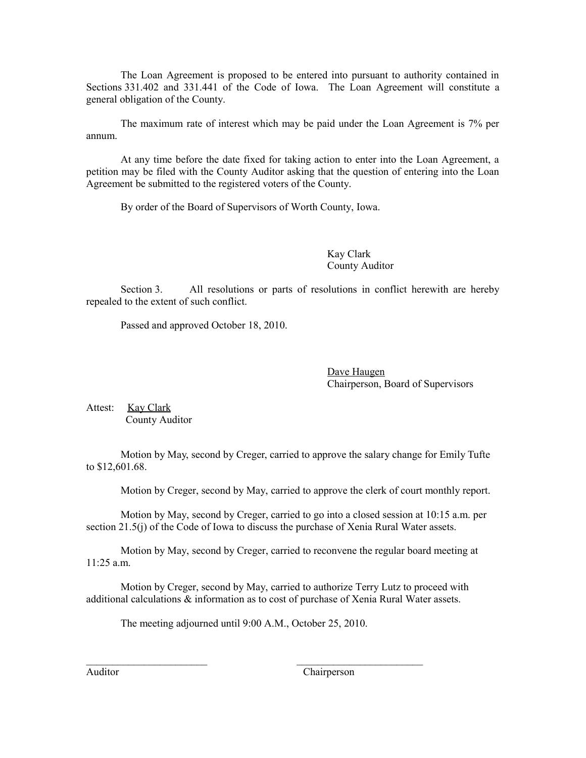The Loan Agreement is proposed to be entered into pursuant to authority contained in Sections 331.402 and 331.441 of the Code of Iowa. The Loan Agreement will constitute a general obligation of the County.

The maximum rate of interest which may be paid under the Loan Agreement is 7% per annum.

At any time before the date fixed for taking action to enter into the Loan Agreement, a petition may be filed with the County Auditor asking that the question of entering into the Loan Agreement be submitted to the registered voters of the County.

By order of the Board of Supervisors of Worth County, Iowa.

Kay Clark
County Auditor

Section 3. All resolutions or parts of resolutions in conflict herewith are hereby repealed to the extent of such conflict.

Passed and approved October 18, 2010.

Dave Haugen
Chairperson, Board of Supervisors

Attest: Kay Clark
County Auditor

Motion by May, second by Creger, carried to approve the salary change for Emily Tufte to $12,601.68.

Motion by Creger, second by May, carried to approve the clerk of court monthly report.

Motion by May, second by Creger, carried to go into a closed session at 10:15 a.m. per section 21.5(j) of the Code of Iowa to discuss the purchase of Xenia Rural Water assets.

Motion by May, second by Creger, carried to reconvene the regular board meeting at 11:25 a.m.

Motion by Creger, second by May, carried to authorize Terry Lutz to proceed with additional calculations & information as to cost of purchase of Xenia Rural Water assets.

The meeting adjourned until 9:00 A.M., October 25, 2010.

________________________ ________________________
Auditor Chairperson